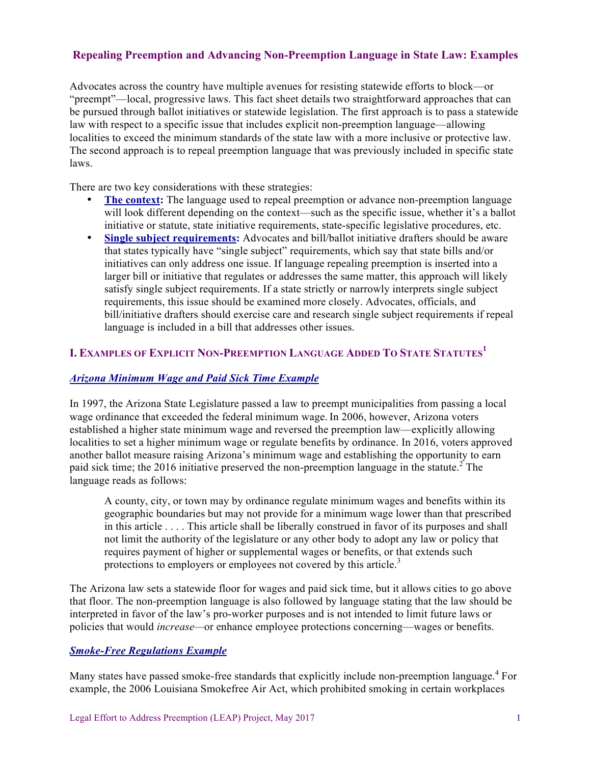# Repealing Preemption and Advancing Non-Preemption Language in State Law: Examples

Advocates across the country have multiple avenues for resisting statewide efforts to block—or "preempt"—local, progressive laws. This fact sheet details two straightforward approaches that can be pursued through ballot initiatives or statewide legislation. The first approach is to pass a statewide law with respect to a specific issue that includes explicit non-preemption language—allowing localities to exceed the minimum standards of the state law with a more inclusive or protective law. The second approach is to repeal preemption language that was previously included in specific state laws.

There are two key considerations with these strategies:

- **The context:** The language used to repeal preemption or advance non-preemption language will look different depending on the context—such as the specific issue, whether it's a ballot initiative or statute, state initiative requirements, state-specific legislative procedures, etc.
- **Single subject requirements:** Advocates and bill/ballot initiative drafters should be aware that states typically have "single subject" requirements, which say that state bills and/or initiatives can only address one issue. If language repealing preemption is inserted into a larger bill or initiative that regulates or addresses the same matter, this approach will likely satisfy single subject requirements. If a state strictly or narrowly interprets single subject requirements, this issue should be examined more closely. Advocates, officials, and bill/initiative drafters should exercise care and research single subject requirements if repeal language is included in a bill that addresses other issues.

## I. Examples of Explicit Non-Preemption Language Added To State Statutes[1]

### *Arizona Minimum Wage and Paid Sick Time Example*

In 1997, the Arizona State Legislature passed a law to preempt municipalities from passing a local wage ordinance that exceeded the federal minimum wage. In 2006, however, Arizona voters established a higher state minimum wage and reversed the preemption law—explicitly allowing localities to set a higher minimum wage or regulate benefits by ordinance. In 2016, voters approved another ballot measure raising Arizona's minimum wage and establishing the opportunity to earn paid sick time; the 2016 initiative preserved the non-preemption language in the statute.[2] The language reads as follows:

> A county, city, or town may by ordinance regulate minimum wages and benefits within its geographic boundaries but may not provide for a minimum wage lower than that prescribed in this article . . . . This article shall be liberally construed in favor of its purposes and shall not limit the authority of the legislature or any other body to adopt any law or policy that requires payment of higher or supplemental wages or benefits, or that extends such protections to employers or employees not covered by this article.[3]

The Arizona law sets a statewide floor for wages and paid sick time, but it allows cities to go above that floor. The non-preemption language is also followed by language stating that the law should be interpreted in favor of the law's pro-worker purposes and is not intended to limit future laws or policies that would *increase*—or enhance employee protections concerning—wages or benefits.

### *Smoke-Free Regulations Example*

Many states have passed smoke-free standards that explicitly include non-preemption language.[4] For example, the 2006 Louisiana Smokefree Air Act, which prohibited smoking in certain workplaces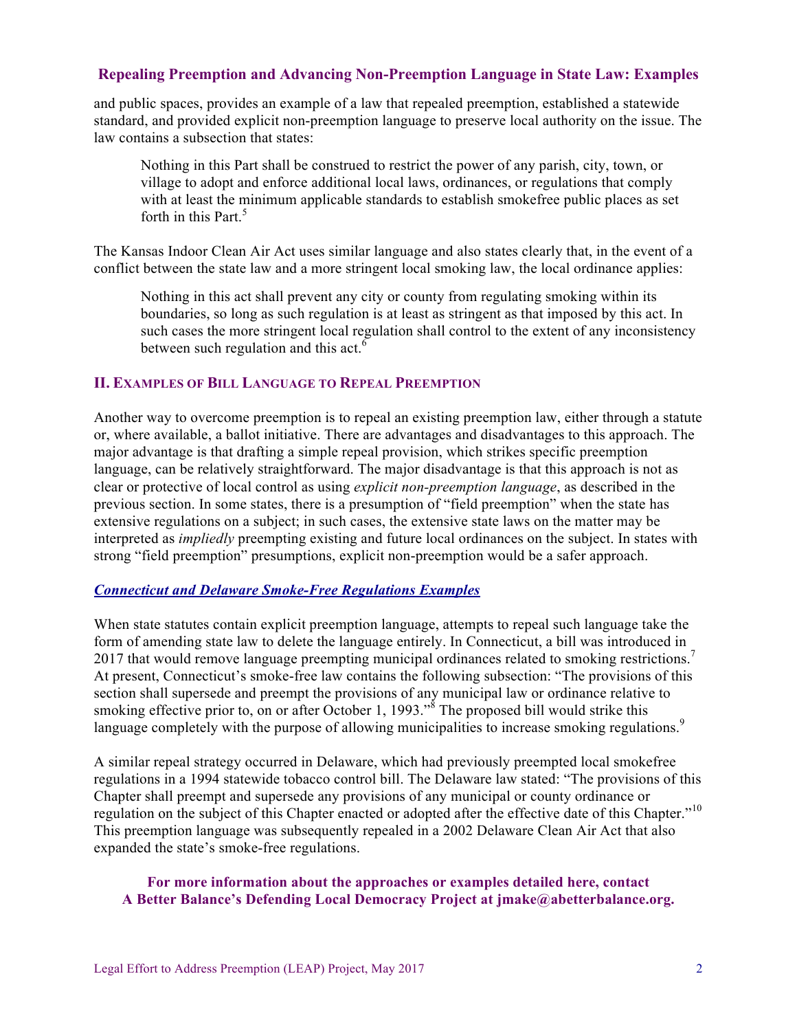and public spaces, provides an example of a law that repealed preemption, established a statewide standard, and provided explicit non-preemption language to preserve local authority on the issue. The law contains a subsection that states:

> Nothing in this Part shall be construed to restrict the power of any parish, city, town, or village to adopt and enforce additional local laws, ordinances, or regulations that comply with at least the minimum applicable standards to establish smokefree public places as set forth in this Part.[5]

The Kansas Indoor Clean Air Act uses similar language and also states clearly that, in the event of a conflict between the state law and a more stringent local smoking law, the local ordinance applies:

> Nothing in this act shall prevent any city or county from regulating smoking within its boundaries, so long as such regulation is at least as stringent as that imposed by this act. In such cases the more stringent local regulation shall control to the extent of any inconsistency between such regulation and this act.[6]

## II. Examples of Bill Language to Repeal Preemption

Another way to overcome preemption is to repeal an existing preemption law, either through a statute or, where available, a ballot initiative. There are advantages and disadvantages to this approach. The major advantage is that drafting a simple repeal provision, which strikes specific preemption language, can be relatively straightforward. The major disadvantage is that this approach is not as clear or protective of local control as using *explicit non-preemption language*, as described in the previous section. In some states, there is a presumption of "field preemption" when the state has extensive regulations on a subject; in such cases, the extensive state laws on the matter may be interpreted as *impliedly* preempting existing and future local ordinances on the subject. In states with strong "field preemption" presumptions, explicit non-preemption would be a safer approach.

### *Connecticut and Delaware Smoke-Free Regulations Examples*

When state statutes contain explicit preemption language, attempts to repeal such language take the form of amending state law to delete the language entirely. In Connecticut, a bill was introduced in 2017 that would remove language preempting municipal ordinances related to smoking restrictions.[7] At present, Connecticut's smoke-free law contains the following subsection: "The provisions of this section shall supersede and preempt the provisions of any municipal law or ordinance relative to smoking effective prior to, on or after October 1, 1993."[8] The proposed bill would strike this language completely with the purpose of allowing municipalities to increase smoking regulations.[9]

A similar repeal strategy occurred in Delaware, which had previously preempted local smokefree regulations in a 1994 statewide tobacco control bill. The Delaware law stated: "The provisions of this Chapter shall preempt and supersede any provisions of any municipal or county ordinance or regulation on the subject of this Chapter enacted or adopted after the effective date of this Chapter."[10] This preemption language was subsequently repealed in a 2002 Delaware Clean Air Act that also expanded the state's smoke-free regulations.

**For more information about the approaches or examples detailed here, contact A Better Balance's Defending Local Democracy Project at jmake@abetterbalance.org.**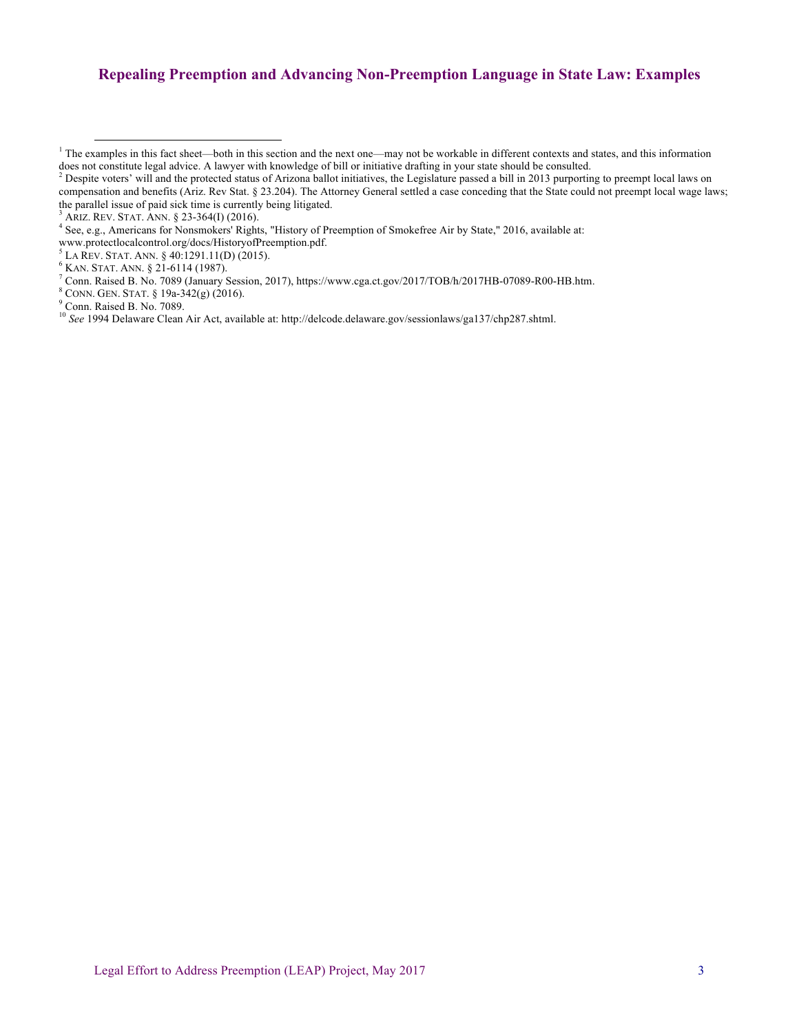## Repealing Preemption and Advancing Non-Preemption Language in State Law: Examples

---

[1] The examples in this fact sheet—both in this section and the next one—may not be workable in different contexts and states, and this information does not constitute legal advice. A lawyer with knowledge of bill or initiative drafting in your state should be consulted.

[2] Despite voters' will and the protected status of Arizona ballot initiatives, the Legislature passed a bill in 2013 purporting to preempt local laws on compensation and benefits (Ariz. Rev Stat. § 23.204). The Attorney General settled a case conceding that the State could not preempt local wage laws; the parallel issue of paid sick time is currently being litigated.

[3] ARIZ. REV. STAT. ANN. § 23-364(I) (2016).

[4] See, e.g., Americans for Nonsmokers' Rights, "History of Preemption of Smokefree Air by State," 2016, available at: www.protectlocalcontrol.org/docs/HistoryofPreemption.pdf.

[5] LA REV. STAT. ANN. § 40:1291.11(D) (2015).

[6] KAN. STAT. ANN. § 21-6114 (1987).

[7] Conn. Raised B. No. 7089 (January Session, 2017), https://www.cga.ct.gov/2017/TOB/h/2017HB-07089-R00-HB.htm.

[8] CONN. GEN. STAT. § 19a-342(g) (2016).

[9] Conn. Raised B. No. 7089.

[10] *See* 1994 Delaware Clean Air Act, available at: http://delcode.delaware.gov/sessionlaws/ga137/chp287.shtml.